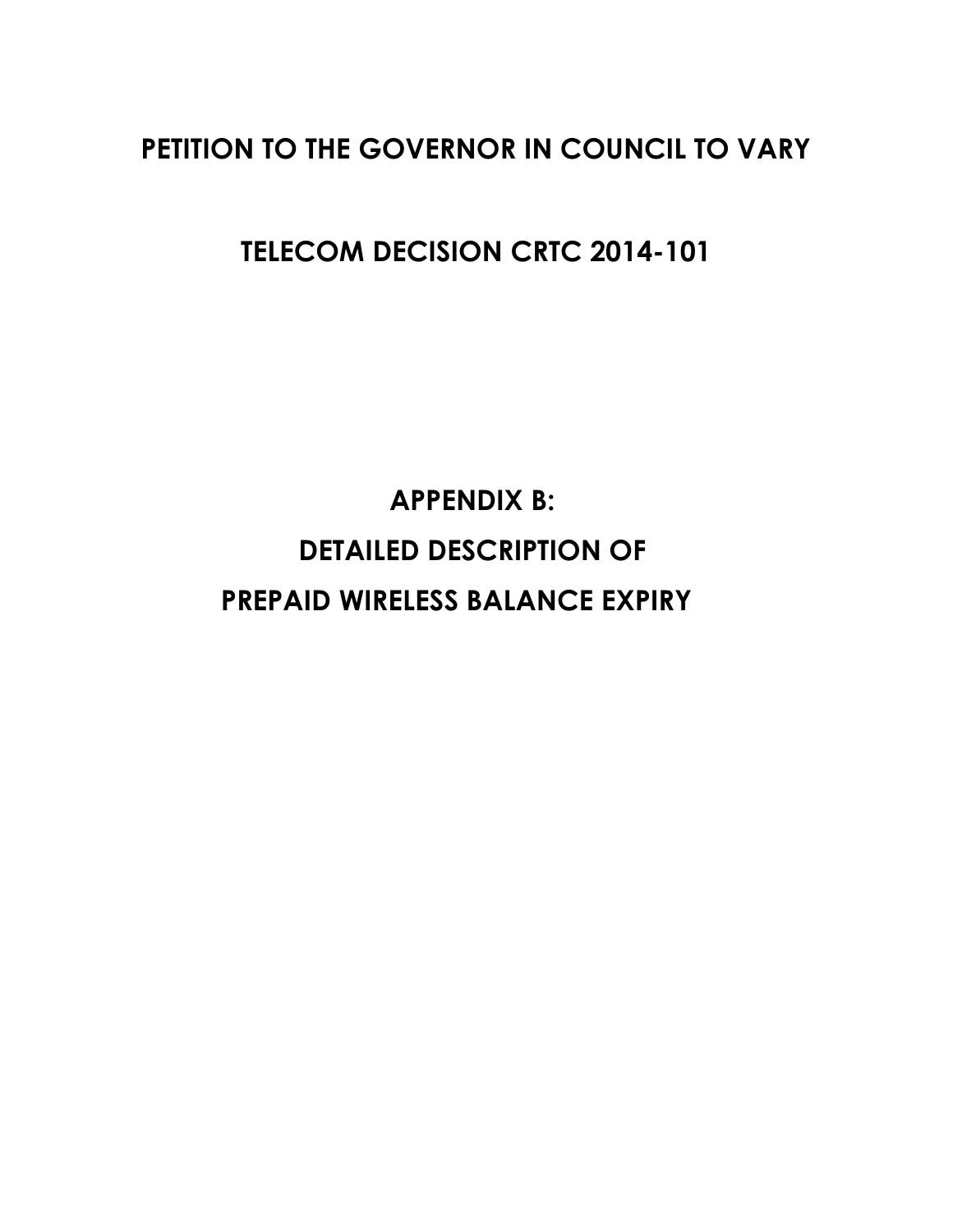# PETITION TO THE GOVERNOR IN COUNCIL TO VARY

# TELECOM DECISION CRTC 2014-101

## APPENDIX B:

## DETAILED DESCRIPTION OF

## PREPAID WIRELESS BALANCE EXPIRY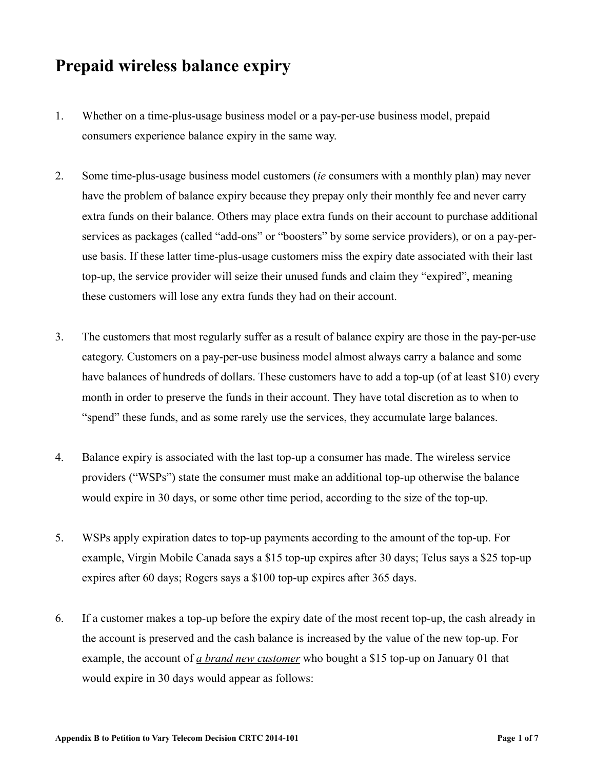# Prepaid wireless balance expiry

1. Whether on a time-plus-usage business model or a pay-per-use business model, prepaid consumers experience balance expiry in the same way.

2. Some time-plus-usage business model customers (*ie* consumers with a monthly plan) may never have the problem of balance expiry because they prepay only their monthly fee and never carry extra funds on their balance. Others may place extra funds on their account to purchase additional services as packages (called "add-ons" or "boosters" by some service providers), or on a pay-per-use basis. If these latter time-plus-usage customers miss the expiry date associated with their last top-up, the service provider will seize their unused funds and claim they "expired", meaning these customers will lose any extra funds they had on their account.

3. The customers that most regularly suffer as a result of balance expiry are those in the pay-per-use category. Customers on a pay-per-use business model almost always carry a balance and some have balances of hundreds of dollars. These customers have to add a top-up (of at least $10) every month in order to preserve the funds in their account. They have total discretion as to when to "spend" these funds, and as some rarely use the services, they accumulate large balances.

4. Balance expiry is associated with the last top-up a consumer has made. The wireless service providers ("WSPs") state the consumer must make an additional top-up otherwise the balance would expire in 30 days, or some other time period, according to the size of the top-up.

5. WSPs apply expiration dates to top-up payments according to the amount of the top-up. For example, Virgin Mobile Canada says a $15 top-up expires after 30 days; Telus says a $25 top-up expires after 60 days; Rogers says a $100 top-up expires after 365 days.

6. If a customer makes a top-up before the expiry date of the most recent top-up, the cash already in the account is preserved and the cash balance is increased by the value of the new top-up. For example, the account of ***a brand new customer*** who bought a $15 top-up on January 01 that would expire in 30 days would appear as follows: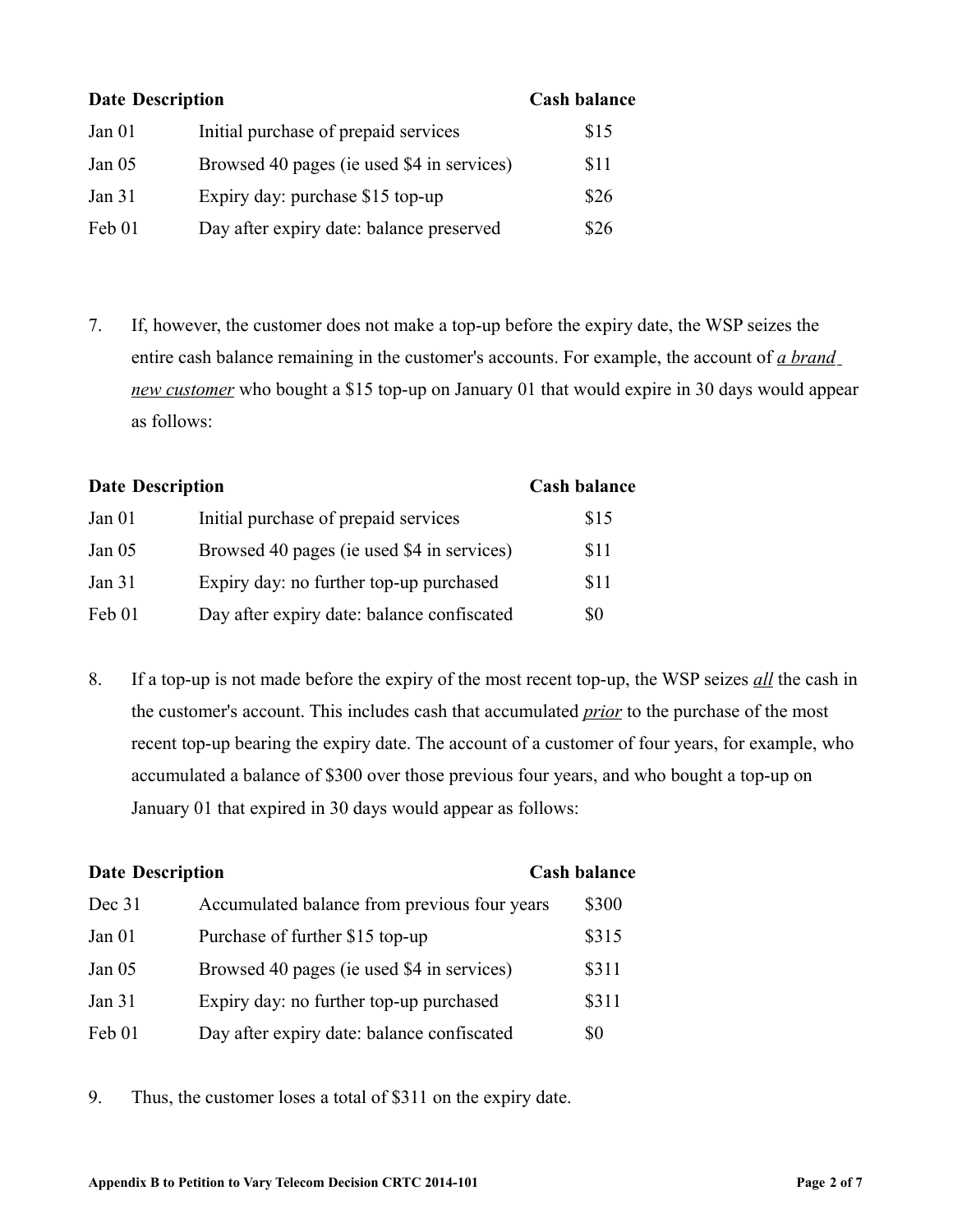| Date | Description | Cash balance |
|---|---|---|
| Jan 01 | Initial purchase of prepaid services | $15 |
| Jan 05 | Browsed 40 pages (ie used $4 in services) | $11 |
| Jan 31 | Expiry day: purchase $15 top-up | $26 |
| Feb 01 | Day after expiry date: balance preserved | $26 |

7. If, however, the customer does not make a top-up before the expiry date, the WSP seizes the entire cash balance remaining in the customer's accounts. For example, the account of ***a brand new customer*** who bought a $15 top-up on January 01 that would expire in 30 days would appear as follows:

| Date | Description | Cash balance |
|---|---|---|
| Jan 01 | Initial purchase of prepaid services | $15 |
| Jan 05 | Browsed 40 pages (ie used $4 in services) | $11 |
| Jan 31 | Expiry day: no further top-up purchased | $11 |
| Feb 01 | Day after expiry date: balance confiscated | $0 |

8. If a top-up is not made before the expiry of the most recent top-up, the WSP seizes ***all*** the cash in the customer's account. This includes cash that accumulated ***prior*** to the purchase of the most recent top-up bearing the expiry date. The account of a customer of four years, for example, who accumulated a balance of $300 over those previous four years, and who bought a top-up on January 01 that expired in 30 days would appear as follows:

| Date | Description | Cash balance |
|---|---|---|
| Dec 31 | Accumulated balance from previous four years | $300 |
| Jan 01 | Purchase of further $15 top-up | $315 |
| Jan 05 | Browsed 40 pages (ie used $4 in services) | $311 |
| Jan 31 | Expiry day: no further top-up purchased | $311 |
| Feb 01 | Day after expiry date: balance confiscated | $0 |

9. Thus, the customer loses a total of $311 on the expiry date.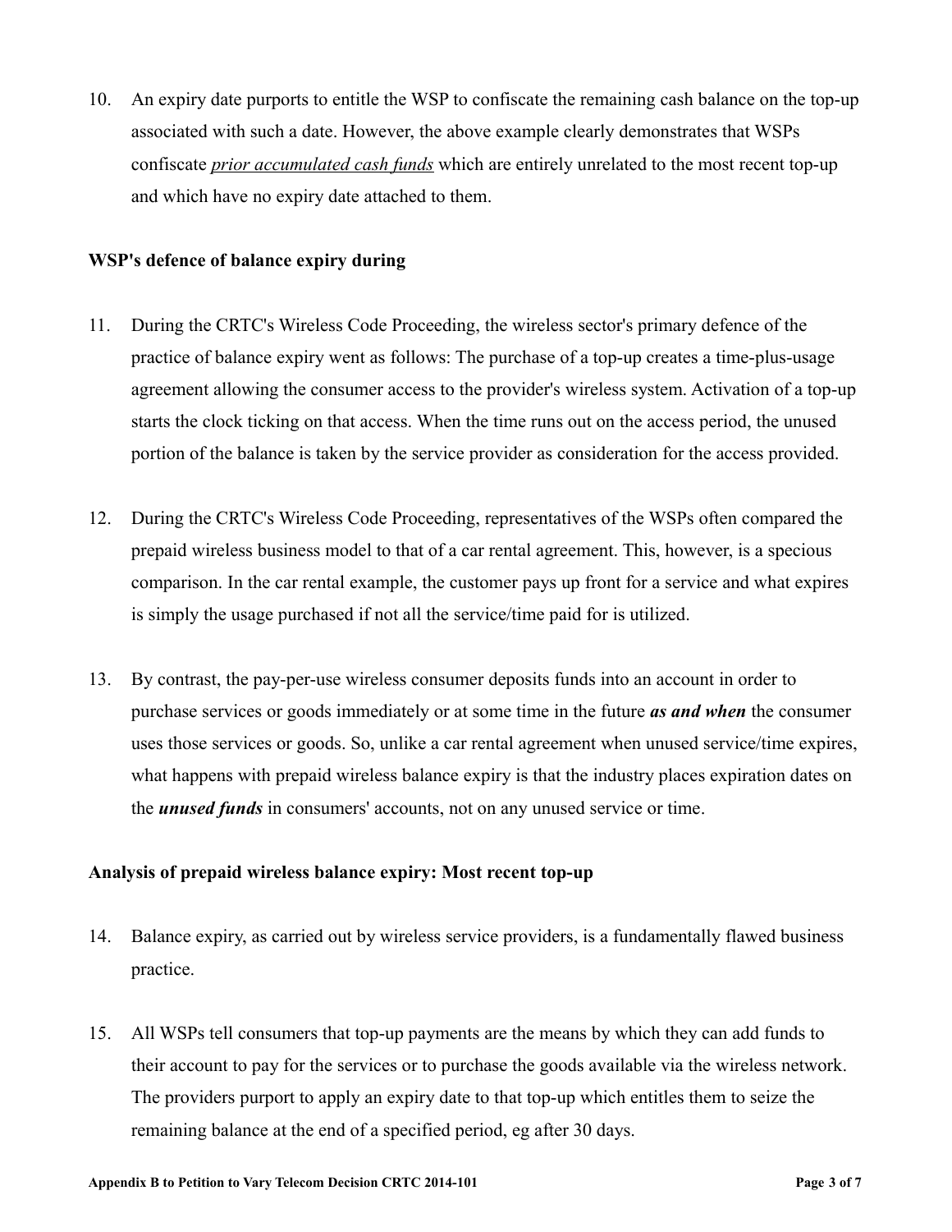10. An expiry date purports to entitle the WSP to confiscate the remaining cash balance on the top-up associated with such a date. However, the above example clearly demonstrates that WSPs confiscate *prior accumulated cash funds* which are entirely unrelated to the most recent top-up and which have no expiry date attached to them.

**WSP's defence of balance expiry during**

11. During the CRTC's Wireless Code Proceeding, the wireless sector's primary defence of the practice of balance expiry went as follows: The purchase of a top-up creates a time-plus-usage agreement allowing the consumer access to the provider's wireless system. Activation of a top-up starts the clock ticking on that access. When the time runs out on the access period, the unused portion of the balance is taken by the service provider as consideration for the access provided.

12. During the CRTC's Wireless Code Proceeding, representatives of the WSPs often compared the prepaid wireless business model to that of a car rental agreement. This, however, is a specious comparison. In the car rental example, the customer pays up front for a service and what expires is simply the usage purchased if not all the service/time paid for is utilized.

13. By contrast, the pay-per-use wireless consumer deposits funds into an account in order to purchase services or goods immediately or at some time in the future ***as and when*** the consumer uses those services or goods. So, unlike a car rental agreement when unused service/time expires, what happens with prepaid wireless balance expiry is that the industry places expiration dates on the ***unused funds*** in consumers' accounts, not on any unused service or time.

**Analysis of prepaid wireless balance expiry: Most recent top-up**

14. Balance expiry, as carried out by wireless service providers, is a fundamentally flawed business practice.

15. All WSPs tell consumers that top-up payments are the means by which they can add funds to their account to pay for the services or to purchase the goods available via the wireless network. The providers purport to apply an expiry date to that top-up which entitles them to seize the remaining balance at the end of a specified period, eg after 30 days.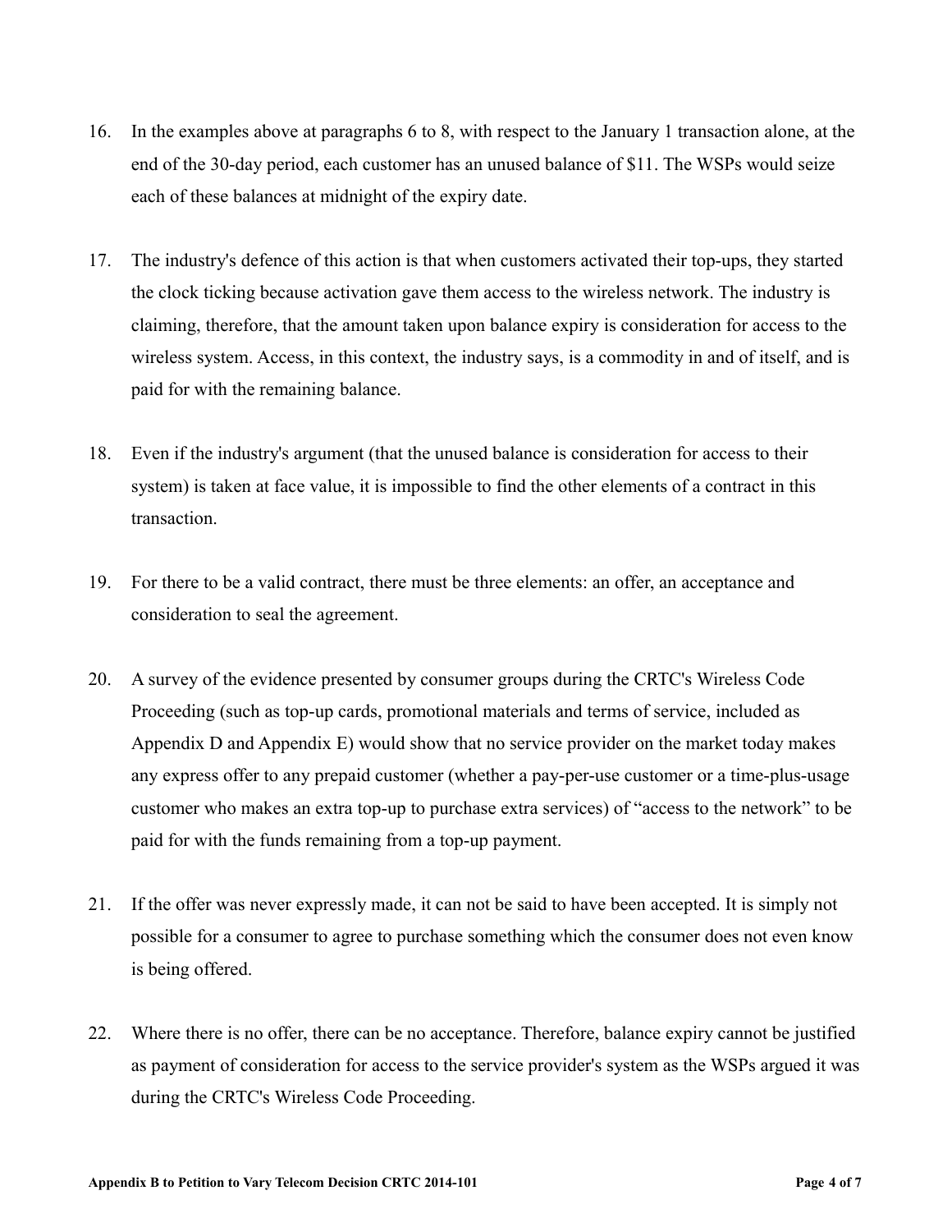16. In the examples above at paragraphs 6 to 8, with respect to the January 1 transaction alone, at the end of the 30-day period, each customer has an unused balance of $11. The WSPs would seize each of these balances at midnight of the expiry date.

17. The industry's defence of this action is that when customers activated their top-ups, they started the clock ticking because activation gave them access to the wireless network. The industry is claiming, therefore, that the amount taken upon balance expiry is consideration for access to the wireless system. Access, in this context, the industry says, is a commodity in and of itself, and is paid for with the remaining balance.

18. Even if the industry's argument (that the unused balance is consideration for access to their system) is taken at face value, it is impossible to find the other elements of a contract in this transaction.

19. For there to be a valid contract, there must be three elements: an offer, an acceptance and consideration to seal the agreement.

20. A survey of the evidence presented by consumer groups during the CRTC's Wireless Code Proceeding (such as top-up cards, promotional materials and terms of service, included as Appendix D and Appendix E) would show that no service provider on the market today makes any express offer to any prepaid customer (whether a pay-per-use customer or a time-plus-usage customer who makes an extra top-up to purchase extra services) of "access to the network" to be paid for with the funds remaining from a top-up payment.

21. If the offer was never expressly made, it can not be said to have been accepted. It is simply not possible for a consumer to agree to purchase something which the consumer does not even know is being offered.

22. Where there is no offer, there can be no acceptance. Therefore, balance expiry cannot be justified as payment of consideration for access to the service provider's system as the WSPs argued it was during the CRTC's Wireless Code Proceeding.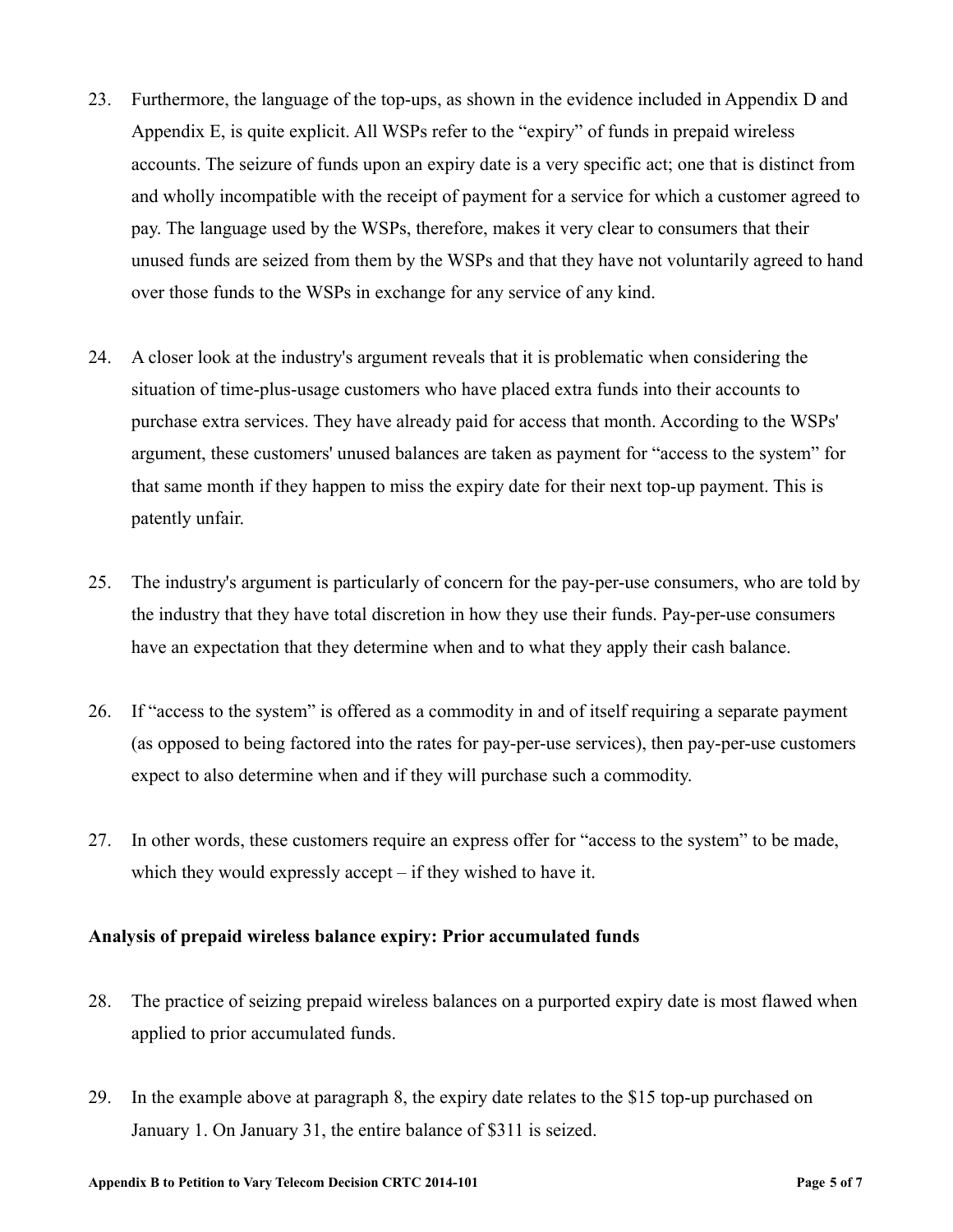23. Furthermore, the language of the top-ups, as shown in the evidence included in Appendix D and Appendix E, is quite explicit. All WSPs refer to the "expiry" of funds in prepaid wireless accounts. The seizure of funds upon an expiry date is a very specific act; one that is distinct from and wholly incompatible with the receipt of payment for a service for which a customer agreed to pay. The language used by the WSPs, therefore, makes it very clear to consumers that their unused funds are seized from them by the WSPs and that they have not voluntarily agreed to hand over those funds to the WSPs in exchange for any service of any kind.

24. A closer look at the industry's argument reveals that it is problematic when considering the situation of time-plus-usage customers who have placed extra funds into their accounts to purchase extra services. They have already paid for access that month. According to the WSPs' argument, these customers' unused balances are taken as payment for "access to the system" for that same month if they happen to miss the expiry date for their next top-up payment. This is patently unfair.

25. The industry's argument is particularly of concern for the pay-per-use consumers, who are told by the industry that they have total discretion in how they use their funds. Pay-per-use consumers have an expectation that they determine when and to what they apply their cash balance.

26. If "access to the system" is offered as a commodity in and of itself requiring a separate payment (as opposed to being factored into the rates for pay-per-use services), then pay-per-use customers expect to also determine when and if they will purchase such a commodity.

27. In other words, these customers require an express offer for "access to the system" to be made, which they would expressly accept – if they wished to have it.

**Analysis of prepaid wireless balance expiry: Prior accumulated funds**

28. The practice of seizing prepaid wireless balances on a purported expiry date is most flawed when applied to prior accumulated funds.

29. In the example above at paragraph 8, the expiry date relates to the $15 top-up purchased on January 1. On January 31, the entire balance of $311 is seized.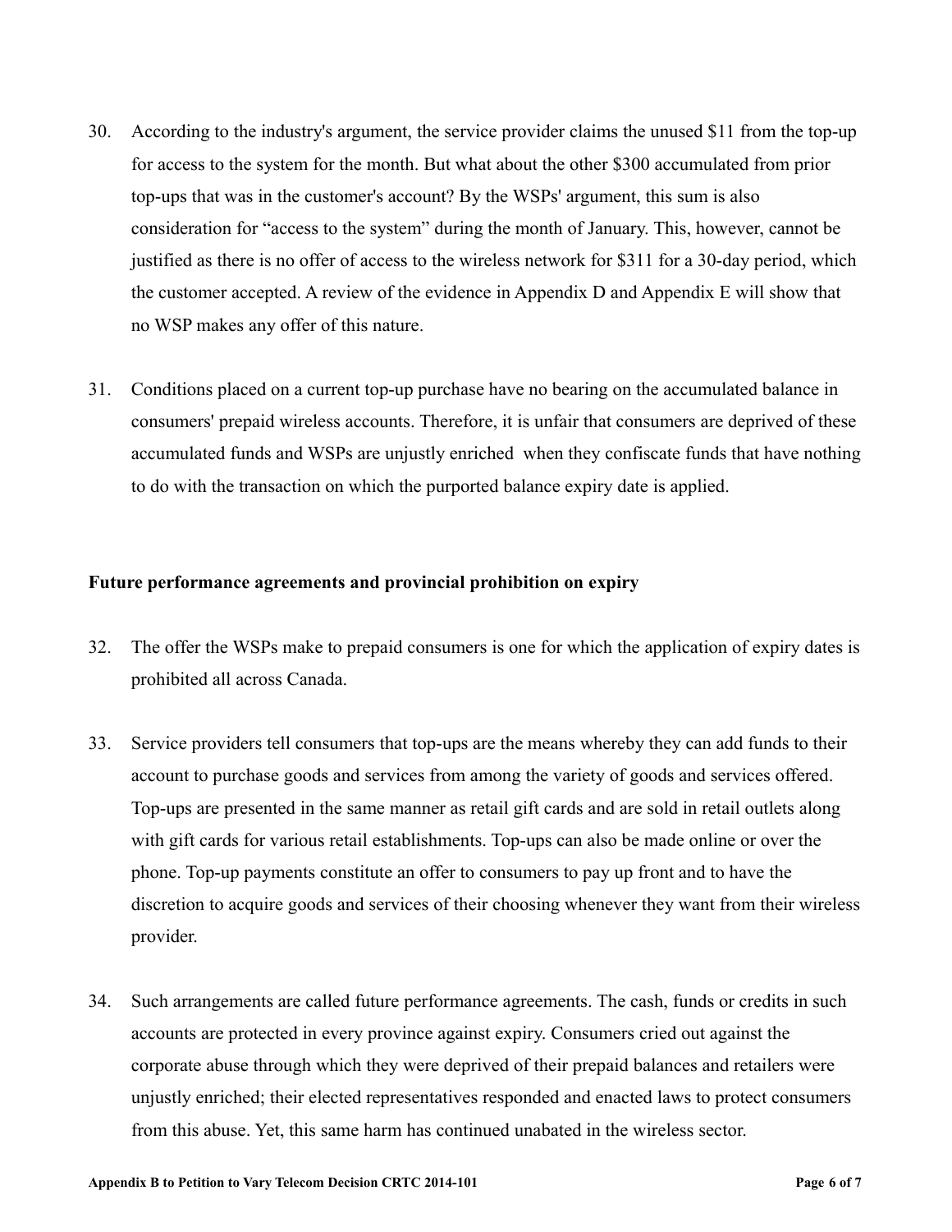30. According to the industry's argument, the service provider claims the unused $11 from the top-up for access to the system for the month. But what about the other $300 accumulated from prior top-ups that was in the customer's account? By the WSPs' argument, this sum is also consideration for "access to the system" during the month of January. This, however, cannot be justified as there is no offer of access to the wireless network for $311 for a 30-day period, which the customer accepted. A review of the evidence in Appendix D and Appendix E will show that no WSP makes any offer of this nature.

31. Conditions placed on a current top-up purchase have no bearing on the accumulated balance in consumers' prepaid wireless accounts. Therefore, it is unfair that consumers are deprived of these accumulated funds and WSPs are unjustly enriched when they confiscate funds that have nothing to do with the transaction on which the purported balance expiry date is applied.

**Future performance agreements and provincial prohibition on expiry**

32. The offer the WSPs make to prepaid consumers is one for which the application of expiry dates is prohibited all across Canada.

33. Service providers tell consumers that top-ups are the means whereby they can add funds to their account to purchase goods and services from among the variety of goods and services offered. Top-ups are presented in the same manner as retail gift cards and are sold in retail outlets along with gift cards for various retail establishments. Top-ups can also be made online or over the phone. Top-up payments constitute an offer to consumers to pay up front and to have the discretion to acquire goods and services of their choosing whenever they want from their wireless provider.

34. Such arrangements are called future performance agreements. The cash, funds or credits in such accounts are protected in every province against expiry. Consumers cried out against the corporate abuse through which they were deprived of their prepaid balances and retailers were unjustly enriched; their elected representatives responded and enacted laws to protect consumers from this abuse. Yet, this same harm has continued unabated in the wireless sector.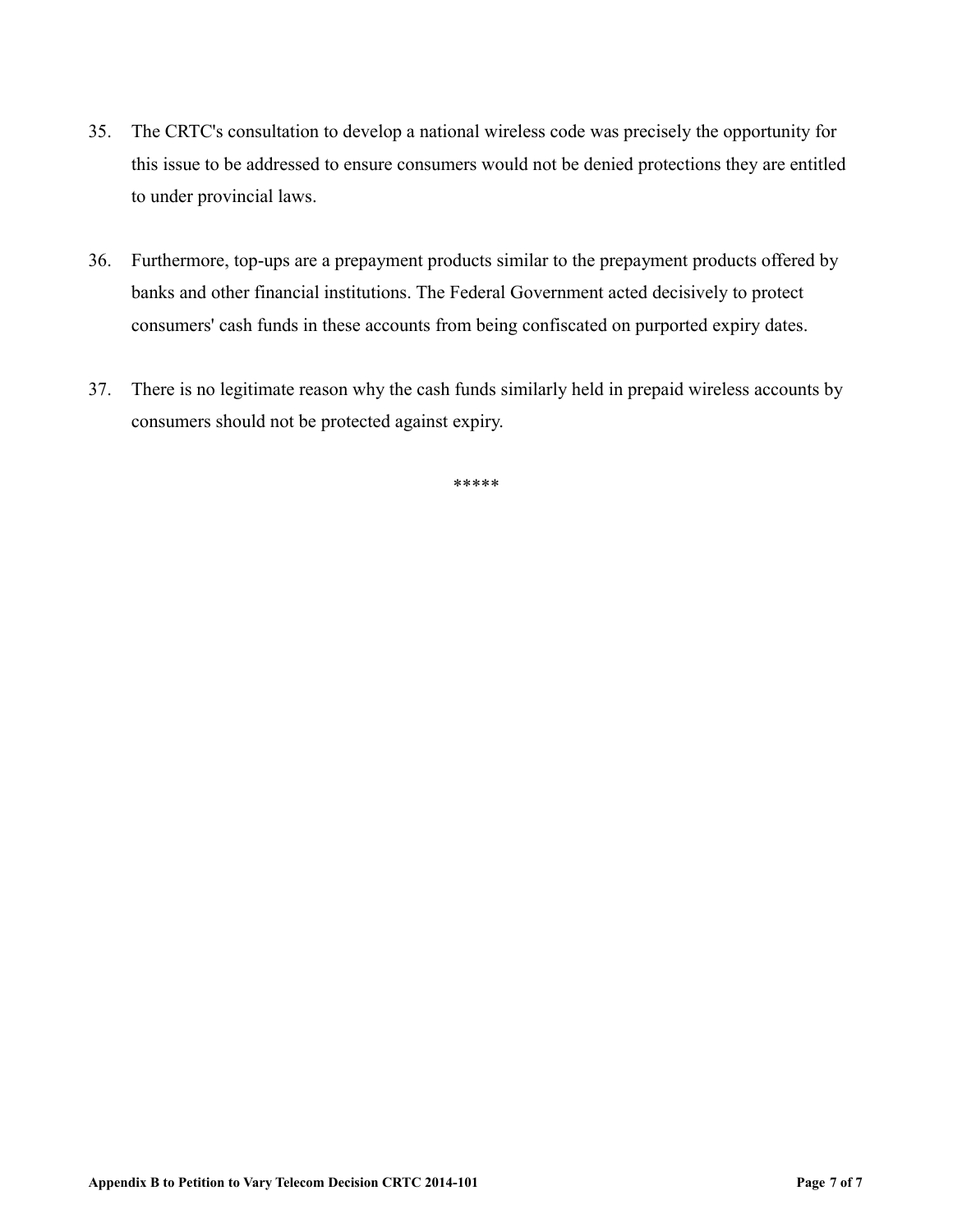35. The CRTC's consultation to develop a national wireless code was precisely the opportunity for this issue to be addressed to ensure consumers would not be denied protections they are entitled to under provincial laws.

36. Furthermore, top-ups are a prepayment products similar to the prepayment products offered by banks and other financial institutions. The Federal Government acted decisively to protect consumers' cash funds in these accounts from being confiscated on purported expiry dates.

37. There is no legitimate reason why the cash funds similarly held in prepaid wireless accounts by consumers should not be protected against expiry.

*****